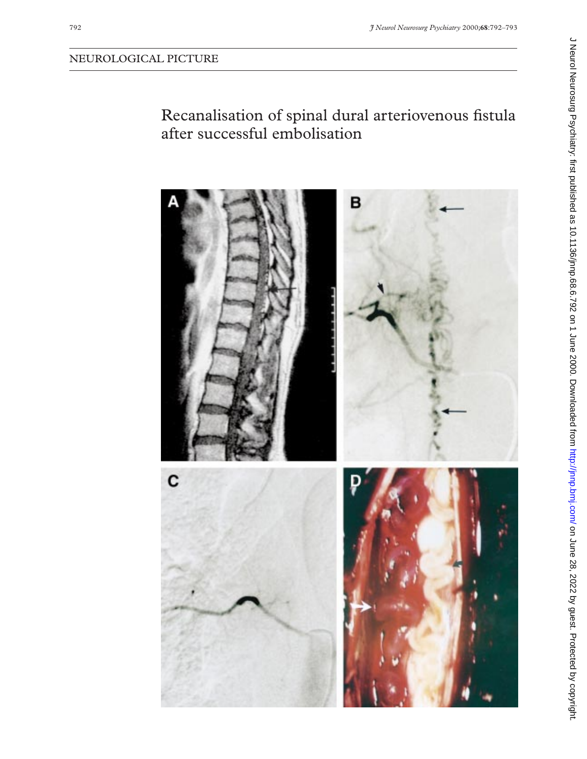NEUROLOGICAL PICTURE

# Recanalisation of spinal dural arteriovenous fistula after successful embolisation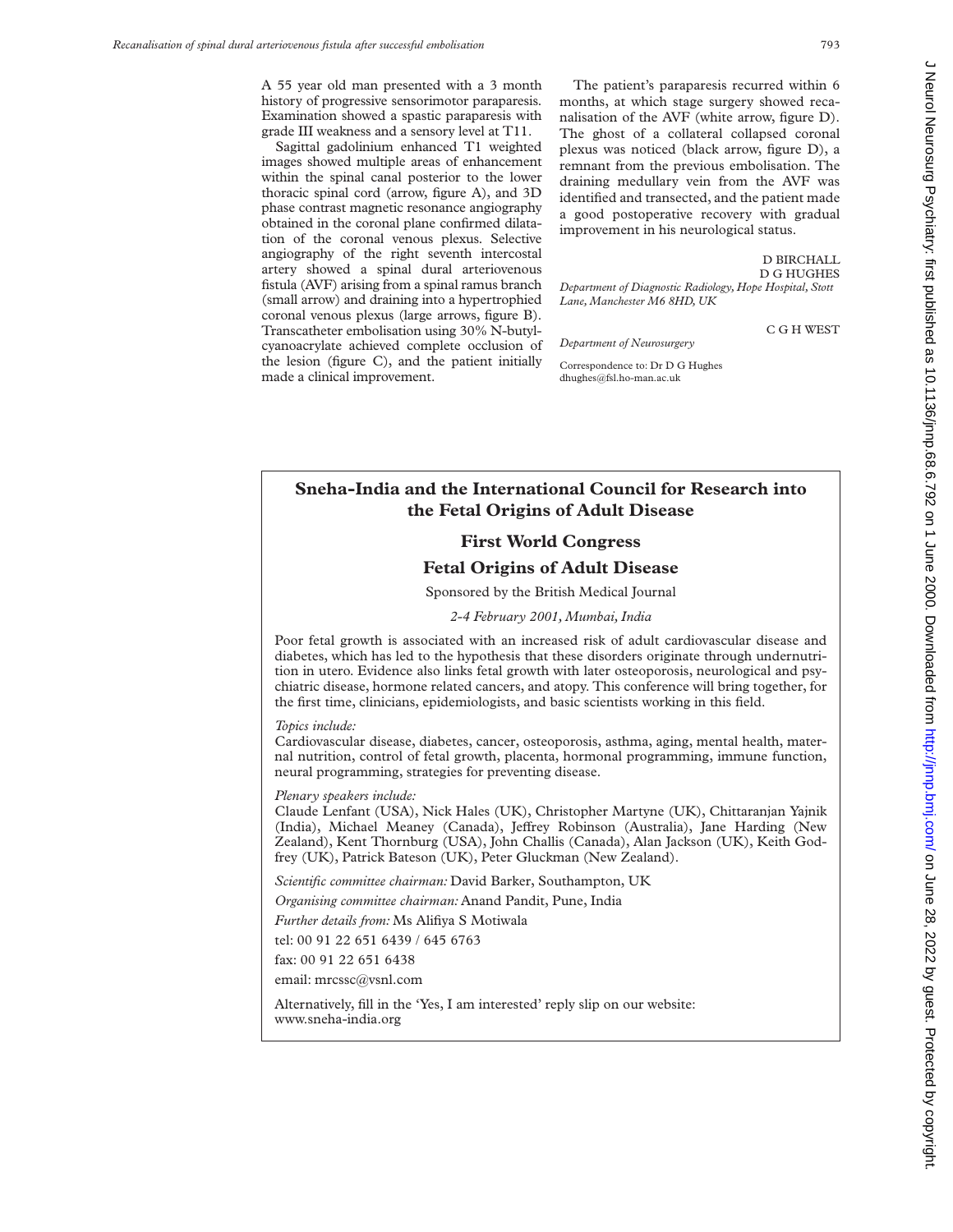A 55 year old man presented with a 3 month history of progressive sensorimotor paraparesis. Examination showed a spastic paraparesis with grade III weakness and a sensory level at T11.

Sagittal gadolinium enhanced T1 weighted images showed multiple areas of enhancement within the spinal canal posterior to the lower thoracic spinal cord (arrow, figure A), and 3D phase contrast magnetic resonance angiography obtained in the coronal plane confirmed dilatation of the coronal venous plexus. Selective angiography of the right seventh intercostal artery showed a spinal dural arteriovenous fistula (AVF) arising from a spinal ramus branch (small arrow) and draining into a hypertrophied coronal venous plexus (large arrows, figure B). Transcatheter embolisation using 30% N-butyl-cyanoacrylate achieved complete occlusion of the lesion (figure C), and the patient initially made a clinical improvement.

The patient's paraparesis recurred within 6 months, at which stage surgery showed recanalisation of the AVF (white arrow, figure D). The ghost of a collateral collapsed coronal plexus was noticed (black arrow, figure D), a remnant from the previous embolisation. The draining medullary vein from the AVF was identified and transected, and the patient made a good postoperative recovery with gradual improvement in his neurological status.

D BIRCHALL
D G HUGHES
*Department of Diagnostic Radiology, Hope Hospital, Stott Lane, Manchester M6 8HD, UK*

C G H WEST
*Department of Neurosurgery*

Correspondence to: Dr D G Hughes
dhughes@fsl.ho-man.ac.uk

---

## Sneha-India and the International Council for Research into the Fetal Origins of Adult Disease

### First World Congress

### Fetal Origins of Adult Disease

Sponsored by the British Medical Journal

*2-4 February 2001, Mumbai, India*

Poor fetal growth is associated with an increased risk of adult cardiovascular disease and diabetes, which has led to the hypothesis that these disorders originate through undernutrition in utero. Evidence also links fetal growth with later osteoporosis, neurological and psychiatric disease, hormone related cancers, and atopy. This conference will bring together, for the first time, clinicians, epidemiologists, and basic scientists working in this field.

*Topics include:*
Cardiovascular disease, diabetes, cancer, osteoporosis, asthma, aging, mental health, maternal nutrition, control of fetal growth, placenta, hormonal programming, immune function, neural programming, strategies for preventing disease.

*Plenary speakers include:*
Claude Lenfant (USA), Nick Hales (UK), Christopher Martyne (UK), Chittaranjan Yajnik (India), Michael Meaney (Canada), Jeffrey Robinson (Australia), Jane Harding (New Zealand), Kent Thornburg (USA), John Challis (Canada), Alan Jackson (UK), Keith Godfrey (UK), Patrick Bateson (UK), Peter Gluckman (New Zealand).

*Scientific committee chairman:* David Barker, Southampton, UK

*Organising committee chairman:* Anand Pandit, Pune, India

*Further details from:* Ms Alifiya S Motiwala

tel: 00 91 22 651 6439 / 645 6763

fax: 00 91 22 651 6438

email: mrcssc@vsnl.com

Alternatively, fill in the 'Yes, I am interested' reply slip on our website:
www.sneha-india.org